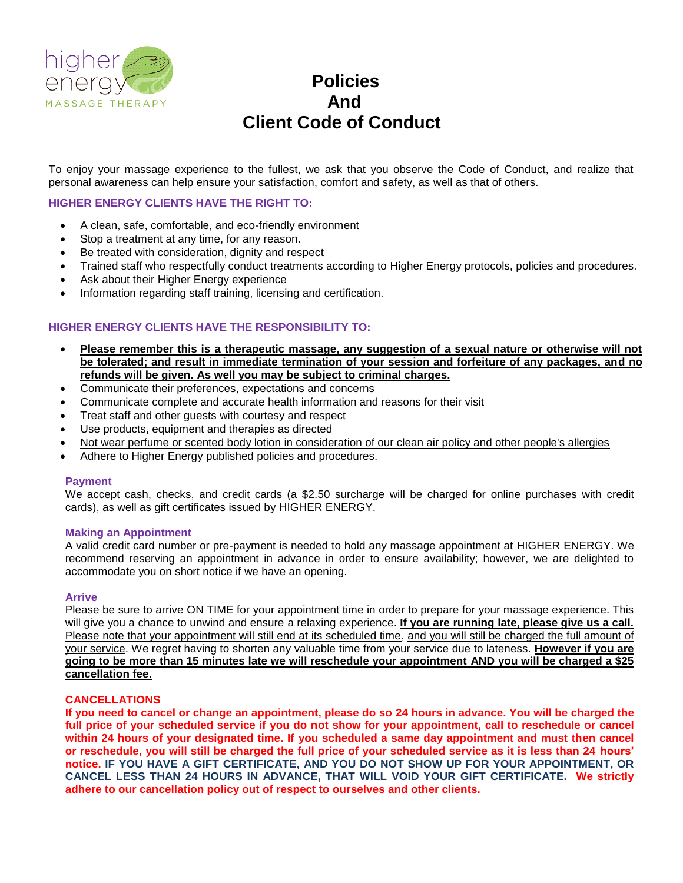higher energy
MASSAGE THERAPY

# Policies And Client Code of Conduct

To enjoy your massage experience to the fullest, we ask that you observe the Code of Conduct, and realize that personal awareness can help ensure your satisfaction, comfort and safety, as well as that of others.

### HIGHER ENERGY CLIENTS HAVE THE RIGHT TO:

- A clean, safe, comfortable, and eco-friendly environment
- Stop a treatment at any time, for any reason.
- Be treated with consideration, dignity and respect
- Trained staff who respectfully conduct treatments according to Higher Energy protocols, policies and procedures.
- Ask about their Higher Energy experience
- Information regarding staff training, licensing and certification.

### HIGHER ENERGY CLIENTS HAVE THE RESPONSIBILITY TO:

- **Please remember this is a therapeutic massage, any suggestion of a sexual nature or otherwise will not be tolerated; and result in immediate termination of your session and forfeiture of any packages, and no refunds will be given. As well you may be subject to criminal charges.**
- Communicate their preferences, expectations and concerns
- Communicate complete and accurate health information and reasons for their visit
- Treat staff and other guests with courtesy and respect
- Use products, equipment and therapies as directed
- Not wear perfume or scented body lotion in consideration of our clean air policy and other people's allergies
- Adhere to Higher Energy published policies and procedures.

#### Payment

We accept cash, checks, and credit cards (a $2.50 surcharge will be charged for online purchases with credit cards), as well as gift certificates issued by HIGHER ENERGY.

#### Making an Appointment

A valid credit card number or pre-payment is needed to hold any massage appointment at HIGHER ENERGY. We recommend reserving an appointment in advance in order to ensure availability; however, we are delighted to accommodate you on short notice if we have an opening.

#### Arrive

Please be sure to arrive ON TIME for your appointment time in order to prepare for your massage experience. This will give you a chance to unwind and ensure a relaxing experience. **If you are running late, please give us a call.** Please note that your appointment will still end at its scheduled time, and you will still be charged the full amount of your service. We regret having to shorten any valuable time from your service due to lateness. **However if you are going to be more than 15 minutes late we will reschedule your appointment AND you will be charged a $25 cancellation fee.**

#### CANCELLATIONS

**If you need to cancel or change an appointment, please do so 24 hours in advance. You will be charged the full price of your scheduled service if you do not show for your appointment, call to reschedule or cancel within 24 hours of your designated time. If you scheduled a same day appointment and must then cancel or reschedule, you will still be charged the full price of your scheduled service as it is less than 24 hours' notice. IF YOU HAVE A GIFT CERTIFICATE, AND YOU DO NOT SHOW UP FOR YOUR APPOINTMENT, OR CANCEL LESS THAN 24 HOURS IN ADVANCE, THAT WILL VOID YOUR GIFT CERTIFICATE. We strictly adhere to our cancellation policy out of respect to ourselves and other clients.**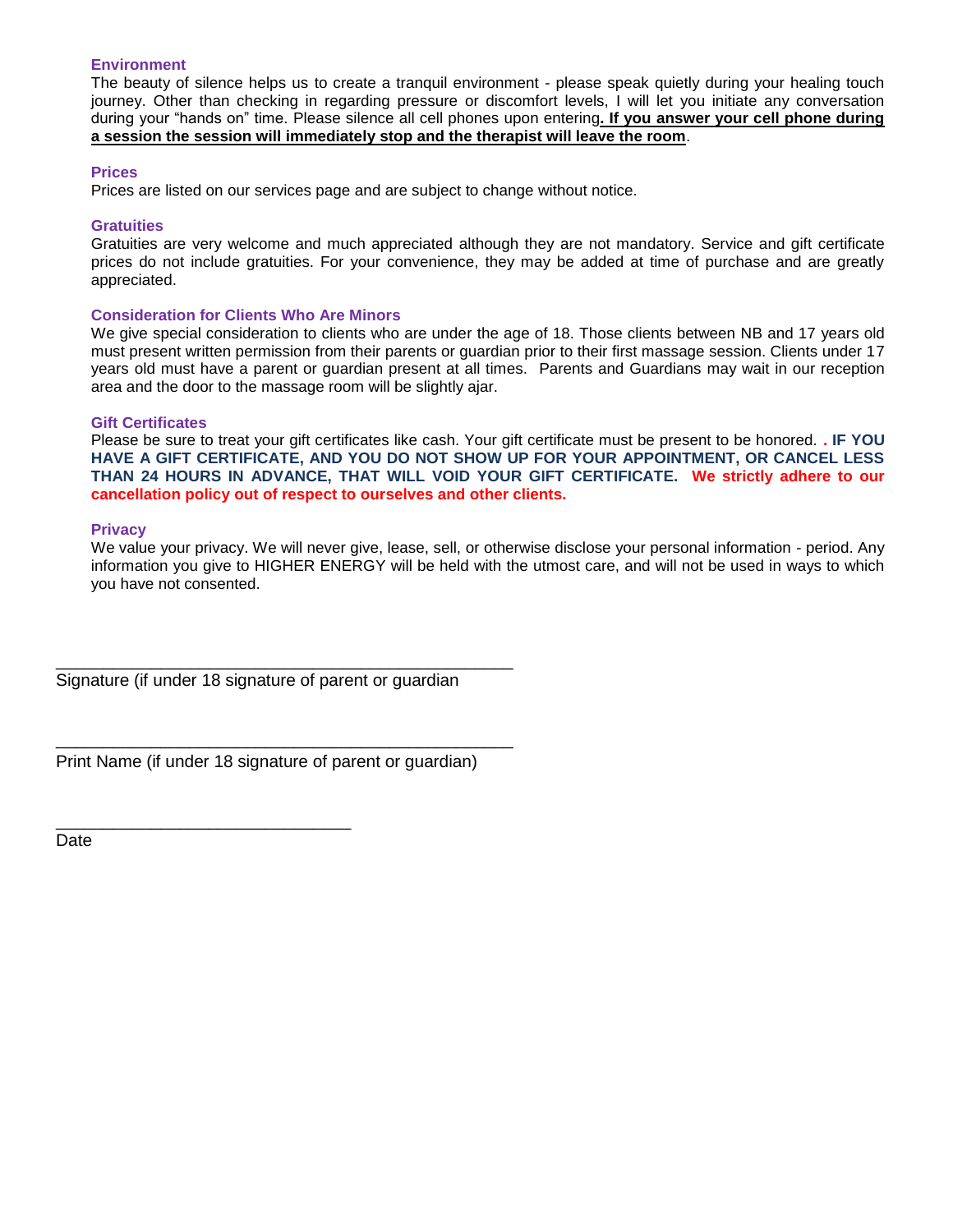### Environment

The beauty of silence helps us to create a tranquil environment - please speak quietly during your healing touch journey. Other than checking in regarding pressure or discomfort levels, I will let you initiate any conversation during your "hands on" time. Please silence all cell phones upon entering**. If you answer your cell phone during a session the session will immediately stop and the therapist will leave the room**.

### Prices

Prices are listed on our services page and are subject to change without notice.

### Gratuities

Gratuities are very welcome and much appreciated although they are not mandatory. Service and gift certificate prices do not include gratuities. For your convenience, they may be added at time of purchase and are greatly appreciated.

### Consideration for Clients Who Are Minors

We give special consideration to clients who are under the age of 18. Those clients between NB and 17 years old must present written permission from their parents or guardian prior to their first massage session. Clients under 17 years old must have a parent or guardian present at all times.  Parents and Guardians may wait in our reception area and the door to the massage room will be slightly ajar.

### Gift Certificates

Please be sure to treat your gift certificates like cash. Your gift certificate must be present to be honored. **. IF YOU HAVE A GIFT CERTIFICATE, AND YOU DO NOT SHOW UP FOR YOUR APPOINTMENT, OR CANCEL LESS THAN 24 HOURS IN ADVANCE, THAT WILL VOID YOUR GIFT CERTIFICATE.  We strictly adhere to our cancellation policy out of respect to ourselves and other clients.**

### Privacy

We value your privacy. We will never give, lease, sell, or otherwise disclose your personal information - period. Any information you give to HIGHER ENERGY will be held with the utmost care, and will not be used in ways to which you have not consented.

_______________________________________________

Signature (if under 18 signature of parent or guardian

_______________________________________________

Print Name (if under 18 signature of parent or guardian)

______________________________

Date